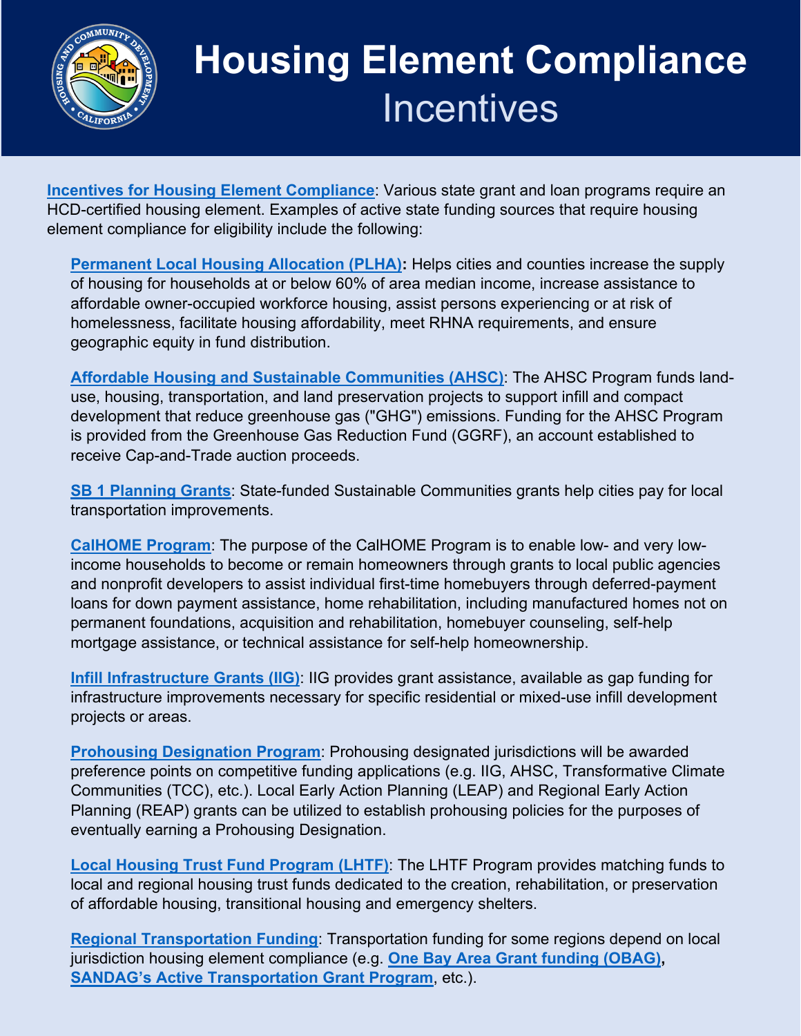# Housing Element Compliance Incentives

**Incentives for Housing Element Compliance**: Various state grant and loan programs require an HCD-certified housing element. Examples of active state funding sources that require housing element compliance for eligibility include the following:

- **Permanent Local Housing Allocation (PLHA):** Helps cities and counties increase the supply of housing for households at or below 60% of area median income, increase assistance to affordable owner-occupied workforce housing, assist persons experiencing or at risk of homelessness, facilitate housing affordability, meet RHNA requirements, and ensure geographic equity in fund distribution.

- **Affordable Housing and Sustainable Communities (AHSC)**: The AHSC Program funds land-use, housing, transportation, and land preservation projects to support infill and compact development that reduce greenhouse gas ("GHG") emissions. Funding for the AHSC Program is provided from the Greenhouse Gas Reduction Fund (GGRF), an account established to receive Cap-and-Trade auction proceeds.

- **SB 1 Planning Grants**: State-funded Sustainable Communities grants help cities pay for local transportation improvements.

- **CalHOME Program**: The purpose of the CalHOME Program is to enable low- and very low-income households to become or remain homeowners through grants to local public agencies and nonprofit developers to assist individual first-time homebuyers through deferred-payment loans for down payment assistance, home rehabilitation, including manufactured homes not on permanent foundations, acquisition and rehabilitation, homebuyer counseling, self-help mortgage assistance, or technical assistance for self-help homeownership.

- **Infill Infrastructure Grants (IIG)**: IIG provides grant assistance, available as gap funding for infrastructure improvements necessary for specific residential or mixed-use infill development projects or areas.

- **Prohousing Designation Program**: Prohousing designated jurisdictions will be awarded preference points on competitive funding applications (e.g. IIG, AHSC, Transformative Climate Communities (TCC), etc.). Local Early Action Planning (LEAP) and Regional Early Action Planning (REAP) grants can be utilized to establish prohousing policies for the purposes of eventually earning a Prohousing Designation.

- **Local Housing Trust Fund Program (LHTF)**: The LHTF Program provides matching funds to local and regional housing trust funds dedicated to the creation, rehabilitation, or preservation of affordable housing, transitional housing and emergency shelters.

- **Regional Transportation Funding**: Transportation funding for some regions depend on local jurisdiction housing element compliance (e.g. **One Bay Area Grant funding (OBAG), SANDAG's Active Transportation Grant Program**, etc.).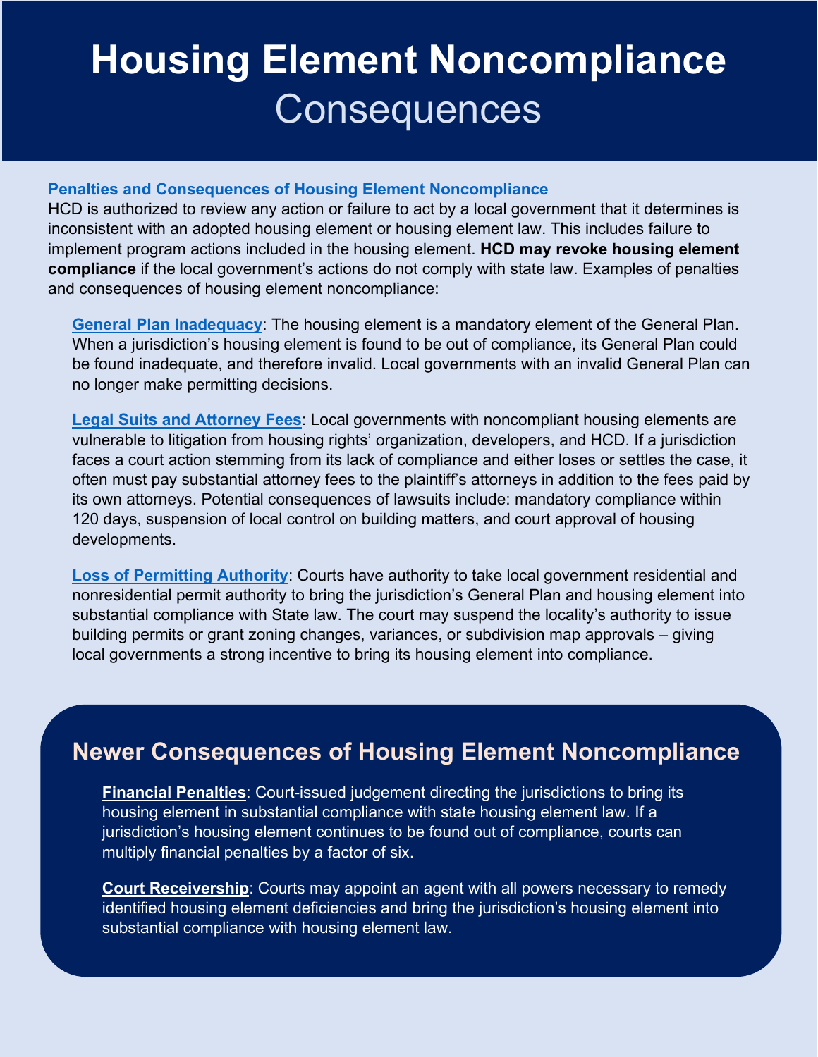# Housing Element Noncompliance Consequences

### Penalties and Consequences of Housing Element Noncompliance

HCD is authorized to review any action or failure to act by a local government that it determines is inconsistent with an adopted housing element or housing element law. This includes failure to implement program actions included in the housing element. **HCD may revoke housing element compliance** if the local government's actions do not comply with state law. Examples of penalties and consequences of housing element noncompliance:

**General Plan Inadequacy**: The housing element is a mandatory element of the General Plan. When a jurisdiction's housing element is found to be out of compliance, its General Plan could be found inadequate, and therefore invalid. Local governments with an invalid General Plan can no longer make permitting decisions.

**Legal Suits and Attorney Fees**: Local governments with noncompliant housing elements are vulnerable to litigation from housing rights' organization, developers, and HCD. If a jurisdiction faces a court action stemming from its lack of compliance and either loses or settles the case, it often must pay substantial attorney fees to the plaintiff's attorneys in addition to the fees paid by its own attorneys. Potential consequences of lawsuits include: mandatory compliance within 120 days, suspension of local control on building matters, and court approval of housing developments.

**Loss of Permitting Authority**: Courts have authority to take local government residential and nonresidential permit authority to bring the jurisdiction's General Plan and housing element into substantial compliance with State law. The court may suspend the locality's authority to issue building permits or grant zoning changes, variances, or subdivision map approvals – giving local governments a strong incentive to bring its housing element into compliance.

## Newer Consequences of Housing Element Noncompliance

**Financial Penalties**: Court-issued judgement directing the jurisdictions to bring its housing element in substantial compliance with state housing element law. If a jurisdiction's housing element continues to be found out of compliance, courts can multiply financial penalties by a factor of six.

**Court Receivership**: Courts may appoint an agent with all powers necessary to remedy identified housing element deficiencies and bring the jurisdiction's housing element into substantial compliance with housing element law.